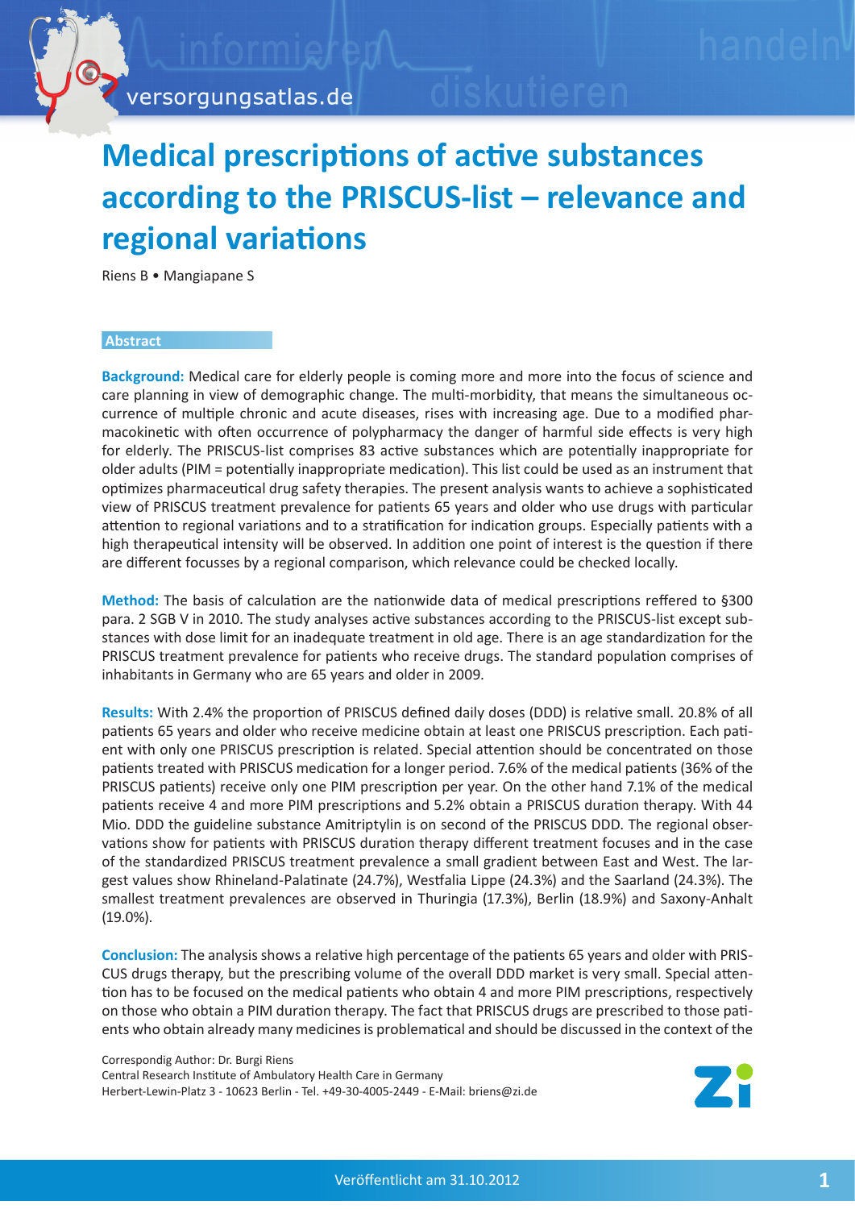# Medical prescriptions of active substances according to the PRISCUS-list – relevance and regional variations

Riens B • Mangiapane S

## Abstract

**Background:** Medical care for elderly people is coming more and more into the focus of science and care planning in view of demographic change. The multi-morbidity, that means the simultaneous occurrence of multiple chronic and acute diseases, rises with increasing age. Due to a modified pharmacokinetic with often occurrence of polypharmacy the danger of harmful side effects is very high for elderly. The PRISCUS-list comprises 83 active substances which are potentially inappropriate for older adults (PIM = potentially inappropriate medication). This list could be used as an instrument that optimizes pharmaceutical drug safety therapies. The present analysis wants to achieve a sophisticated view of PRISCUS treatment prevalence for patients 65 years and older who use drugs with particular attention to regional variations and to a stratification for indication groups. Especially patients with a high therapeutical intensity will be observed. In addition one point of interest is the question if there are different focusses by a regional comparison, which relevance could be checked locally.

**Method:** The basis of calculation are the nationwide data of medical prescriptions reffered to §300 para. 2 SGB V in 2010. The study analyses active substances according to the PRISCUS-list except substances with dose limit for an inadequate treatment in old age. There is an age standardization for the PRISCUS treatment prevalence for patients who receive drugs. The standard population comprises of inhabitants in Germany who are 65 years and older in 2009.

**Results:** With 2.4% the proportion of PRISCUS defined daily doses (DDD) is relative small. 20.8% of all patients 65 years and older who receive medicine obtain at least one PRISCUS prescription. Each patient with only one PRISCUS prescription is related. Special attention should be concentrated on those patients treated with PRISCUS medication for a longer period. 7.6% of the medical patients (36% of the PRISCUS patients) receive only one PIM prescription per year. On the other hand 7.1% of the medical patients receive 4 and more PIM prescriptions and 5.2% obtain a PRISCUS duration therapy. With 44 Mio. DDD the guideline substance Amitriptylin is on second of the PRISCUS DDD. The regional observations show for patients with PRISCUS duration therapy different treatment focuses and in the case of the standardized PRISCUS treatment prevalence a small gradient between East and West. The largest values show Rhineland-Palatinate (24.7%), Westfalia Lippe (24.3%) and the Saarland (24.3%). The smallest treatment prevalences are observed in Thuringia (17.3%), Berlin (18.9%) and Saxony-Anhalt (19.0%).

**Conclusion:** The analysis shows a relative high percentage of the patients 65 years and older with PRISCUS drugs therapy, but the prescribing volume of the overall DDD market is very small. Special attention has to be focused on the medical patients who obtain 4 and more PIM prescriptions, respectively on those who obtain a PIM duration therapy. The fact that PRISCUS drugs are prescribed to those patients who obtain already many medicines is problematical and should be discussed in the context of the

Correspondig Author: Dr. Burgi Riens
Central Research Institute of Ambulatory Health Care in Germany
Herbert-Lewin-Platz 3 - 10623 Berlin - Tel. +49-30-4005-2449 - E-Mail: briens@zi.de

Veröffentlicht am 31.10.2012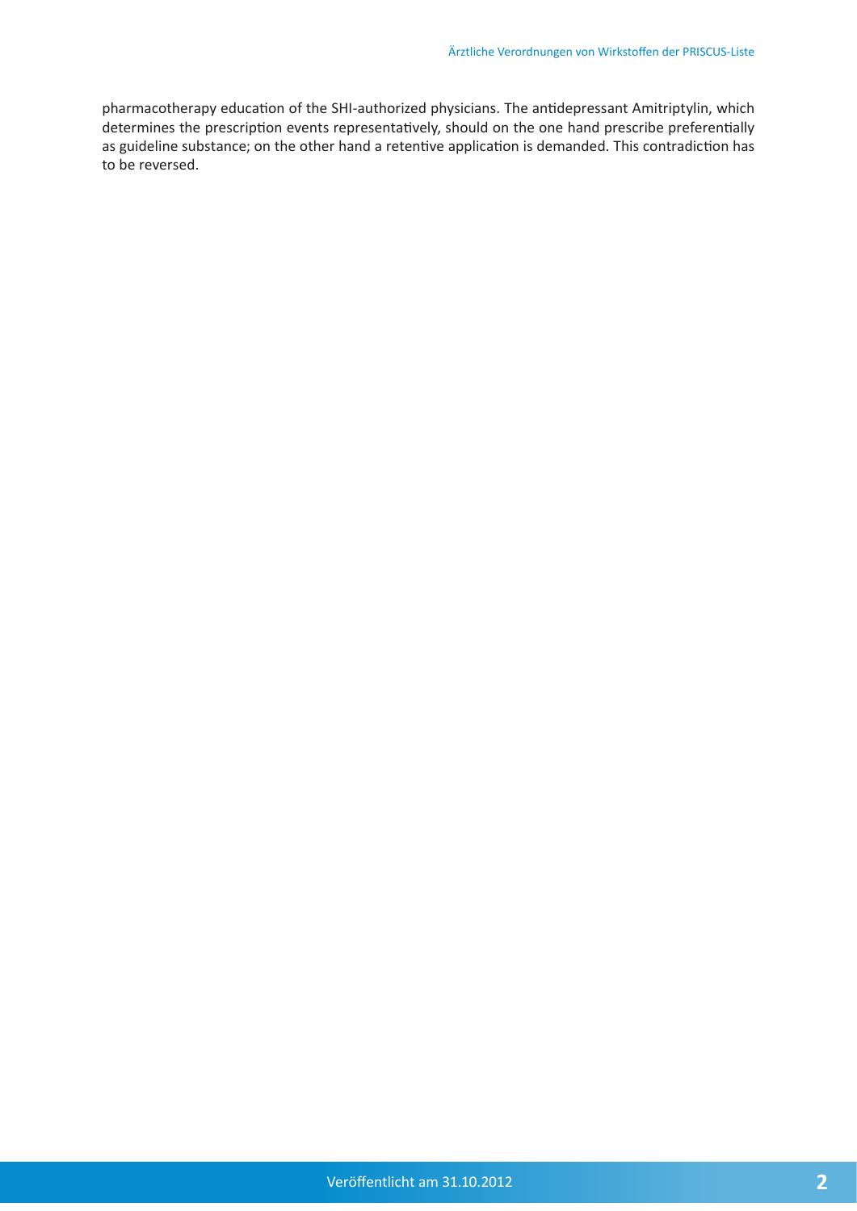pharmacotherapy education of the SHI-authorized physicians. The antidepressant Amitriptylin, which determines the prescription events representatively, should on the one hand prescribe preferentially as guideline substance; on the other hand a retentive application is demanded. This contradiction has to be reversed.